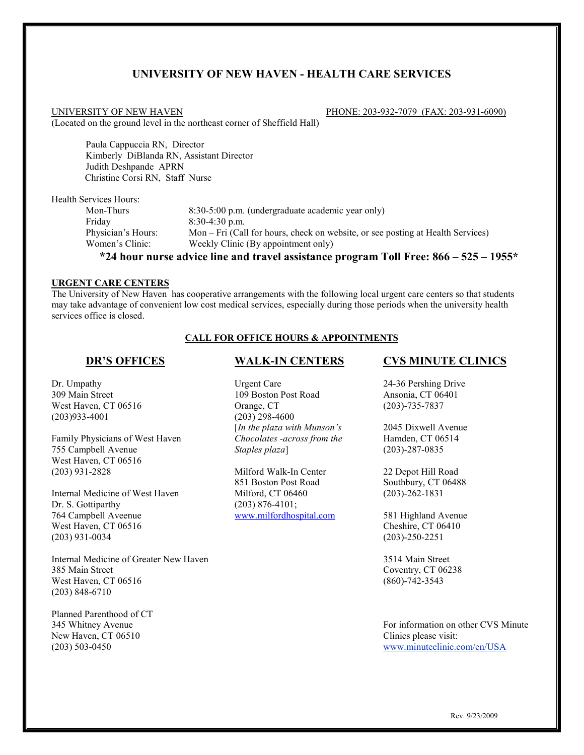# UNIVERSITY OF NEW HAVEN - HEALTH CARE SERVICES

UNIVERSITY OF NEW HAVEN PHONE: 203-932-7079 (FAX: 203-931-6090)

(Located on the ground level in the northeast corner of Sheffield Hall)

Paula Cappuccia RN, Director
Kimberly DiBlanda RN, Assistant Director
Judith Deshpande APRN
Christine Corsi RN, Staff Nurse

Health Services Hours:

| | |
|---|---|
| Mon-Thurs | 8:30-5:00 p.m. (undergraduate academic year only) |
| Friday | 8:30-4:30 p.m. |
| Physician's Hours: | Mon – Fri (Call for hours, check on website, or see posting at Health Services) |
| Women's Clinic: | Weekly Clinic (By appointment only) |

**\*24 hour nurse advice line and travel assistance program Toll Free: 866 – 525 – 1955\***

**URGENT CARE CENTERS**

The University of New Haven has cooperative arrangements with the following local urgent care centers so that students may take advantage of convenient low cost medical services, especially during those periods when the university health services office is closed.

**CALL FOR OFFICE HOURS & APPOINTMENTS**

## DR'S OFFICES

Dr. Umpathy
309 Main Street
West Haven, CT 06516
(203)933-4001

Family Physicians of West Haven
755 Campbell Avenue
West Haven, CT 06516
(203) 931-2828

Internal Medicine of West Haven
Dr. S. Gottiparthy
764 Campbell Aveenue
West Haven, CT 06516
(203) 931-0034

Internal Medicine of Greater New Haven
385 Main Street
West Haven, CT 06516
(203) 848-6710

Planned Parenthood of CT
345 Whitney Avenue
New Haven, CT 06510
(203) 503-0450

## WALK-IN CENTERS

Urgent Care
109 Boston Post Road
Orange, CT
(203) 298-4600
[*In the plaza with Munson's Chocolates -across from the Staples plaza*]

Milford Walk-In Center
851 Boston Post Road
Milford, CT 06460
(203) 876-4101;
www.milfordhospital.com

## CVS MINUTE CLINICS

24-36 Pershing Drive
Ansonia, CT 06401
(203)-735-7837

2045 Dixwell Avenue
Hamden, CT 06514
(203)-287-0835

22 Depot Hill Road
Southbury, CT 06488
(203)-262-1831

581 Highland Avenue
Cheshire, CT 06410
(203)-250-2251

3514 Main Street
Coventry, CT 06238
(860)-742-3543

For information on other CVS Minute Clinics please visit:
www.minuteclinic.com/en/USA

Rev. 9/23/2009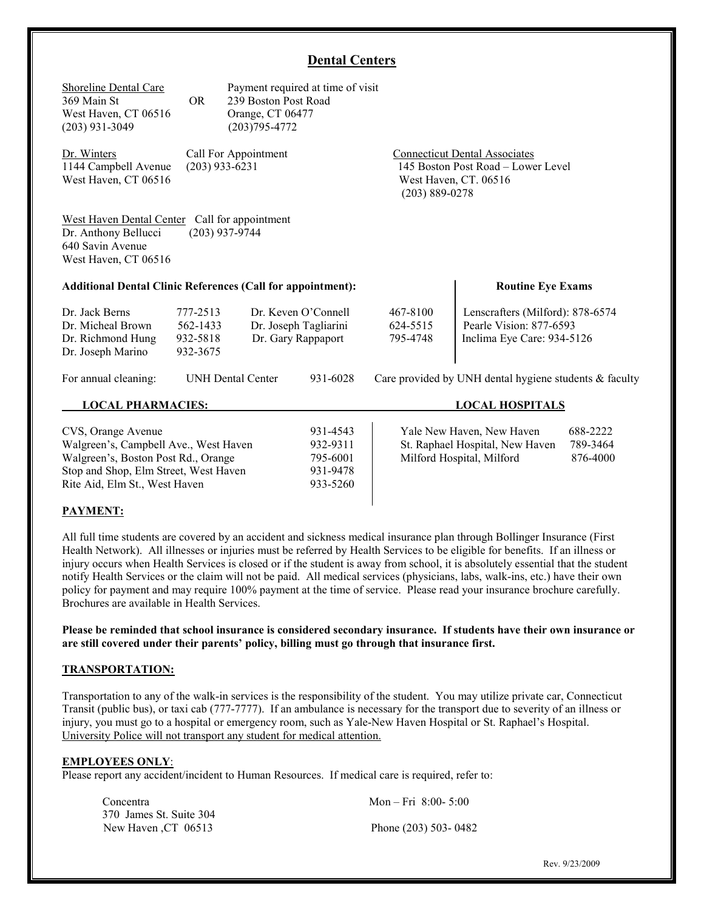## Dental Centers

Shoreline Dental Care
369 Main St
West Haven, CT 06516
(203) 931-3049

OR

239 Boston Post Road
Orange, CT 06477
(203)795-4772

Payment required at time of visit

Dr. Winters
1144 Campbell Avenue
West Haven, CT 06516

Call For Appointment
(203) 933-6231

Connecticut Dental Associates
145 Boston Post Road – Lower Level
West Haven, CT. 06516
(203) 889-0278

West Haven Dental Center  Call for appointment
Dr. Anthony Bellucci  (203) 937-9744
640 Savin Avenue
West Haven, CT 06516

**Additional Dental Clinic References (Call for appointment):**

| | | | |
|---|---|---|---|
| Dr. Jack Berns | 777-2513 | Dr. Keven O'Connell | 467-8100 |
| Dr. Micheal Brown | 562-1433 | Dr. Joseph Tagliarini | 624-5515 |
| Dr. Richmond Hung | 932-5818 | Dr. Gary Rappaport | 795-4748 |
| Dr. Joseph Marino | 932-3675 | | |

**Routine Eye Exams**

Lenscrafters (Milford): 878-6574
Pearle Vision: 877-6593
Inclima Eye Care: 934-5126

For annual cleaning: UNH Dental Center 931-6028 Care provided by UNH dental hygiene students & faculty

**LOCAL PHARMACIES:**

| | |
|---|---|
| CVS, Orange Avenue | 931-4543 |
| Walgreen's, Campbell Ave., West Haven | 932-9311 |
| Walgreen's, Boston Post Rd., Orange | 795-6001 |
| Stop and Shop, Elm Street, West Haven | 931-9478 |
| Rite Aid, Elm St., West Haven | 933-5260 |

**LOCAL HOSPITALS**

| | |
|---|---|
| Yale New Haven, New Haven | 688-2222 |
| St. Raphael Hospital, New Haven | 789-3464 |
| Milford Hospital, Milford | 876-4000 |

**PAYMENT:**

All full time students are covered by an accident and sickness medical insurance plan through Bollinger Insurance (First Health Network). All illnesses or injuries must be referred by Health Services to be eligible for benefits. If an illness or injury occurs when Health Services is closed or if the student is away from school, it is absolutely essential that the student notify Health Services or the claim will not be paid. All medical services (physicians, labs, walk-ins, etc.) have their own policy for payment and may require 100% payment at the time of service. Please read your insurance brochure carefully. Brochures are available in Health Services.

**Please be reminded that school insurance is considered secondary insurance. If students have their own insurance or are still covered under their parents' policy, billing must go through that insurance first.**

**TRANSPORTATION:**

Transportation to any of the walk-in services is the responsibility of the student. You may utilize private car, Connecticut Transit (public bus), or taxi cab (777-7777). If an ambulance is necessary for the transport due to severity of an illness or injury, you must go to a hospital or emergency room, such as Yale-New Haven Hospital or St. Raphael's Hospital. University Police will not transport any student for medical attention.

**EMPLOYEES ONLY**:
Please report any accident/incident to Human Resources. If medical care is required, refer to:

Concentra
370 James St. Suite 304
New Haven ,CT 06513

Mon – Fri 8:00- 5:00
Phone (203) 503- 0482

Rev. 9/23/2009